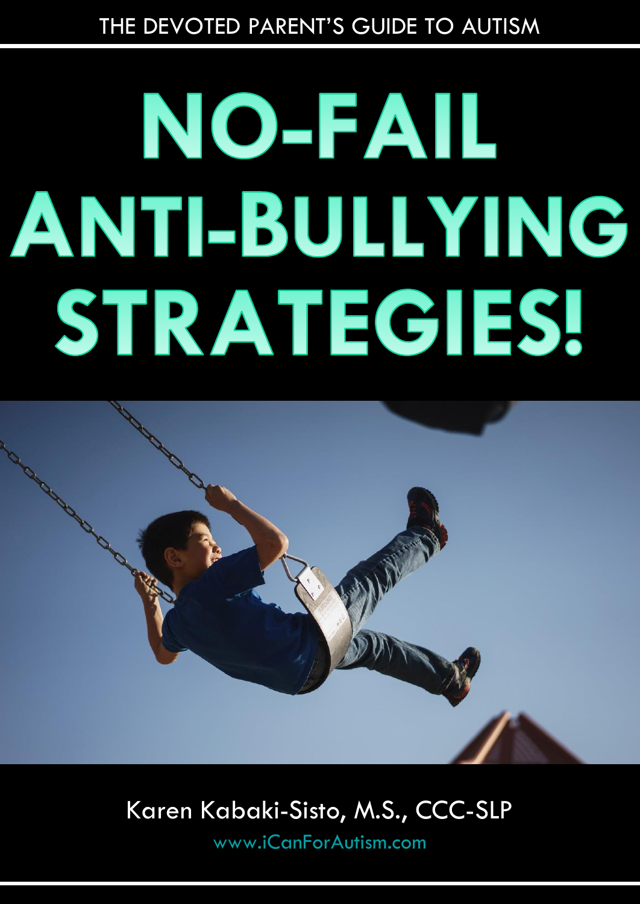THE DEVOTED PARENT'S GUIDE TO AUTISM

# NO-FAIL ANTI-BULLYING STRATEGIES!

Karen Kabaki-Sisto, M.S., CCC-SLP

www.iCanForAutism.com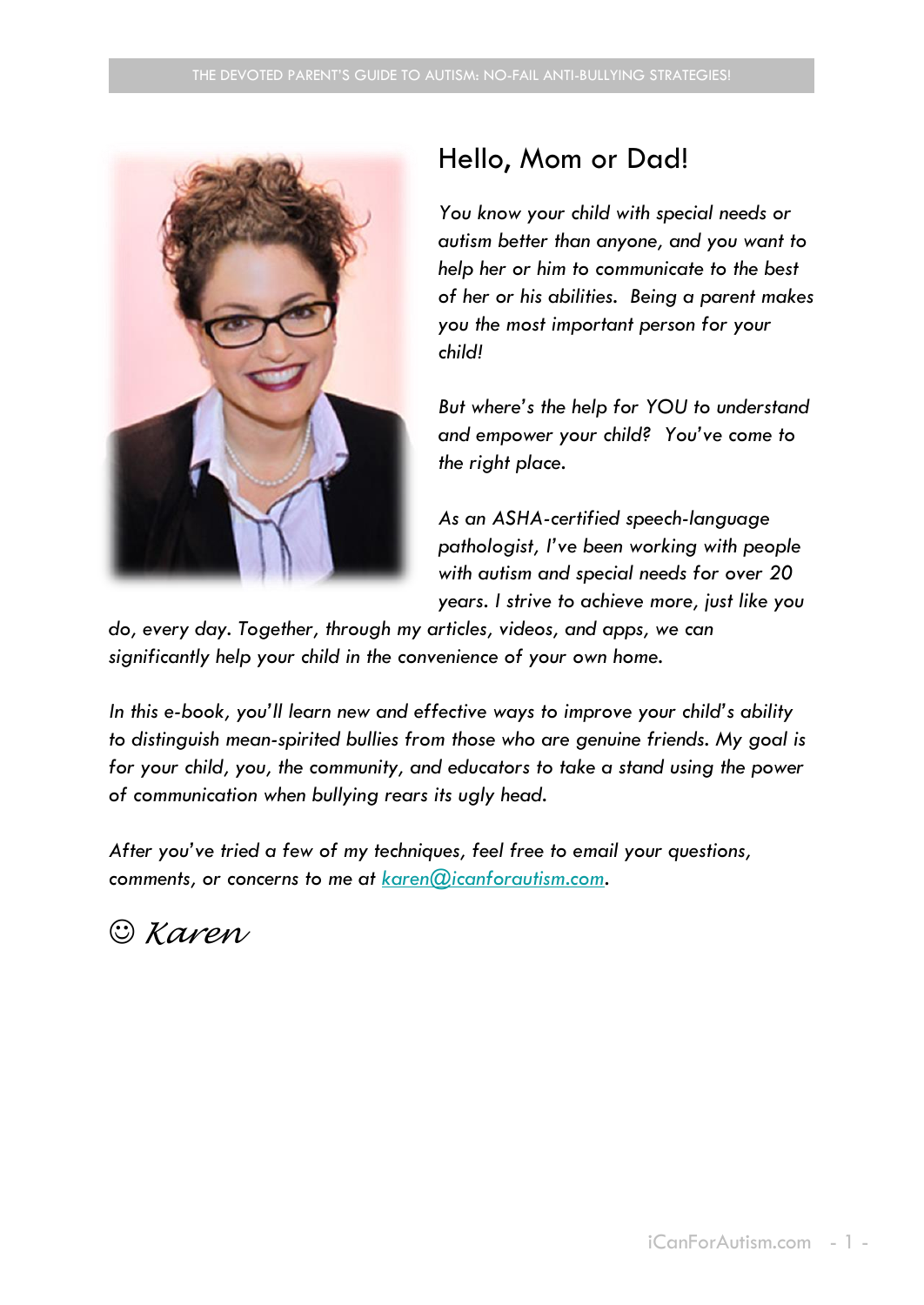## Hello, Mom or Dad!

*You know your child with special needs or autism better than anyone, and you want to help her or him to communicate to the best of her or his abilities. Being a parent makes you the most important person for your child!*

*But where's the help for YOU to understand and empower your child? You've come to the right place.*

*As an ASHA-certified speech-language pathologist, I've been working with people with autism and special needs for over 20 years. I strive to achieve more, just like you do, every day. Together, through my articles, videos, and apps, we can significantly help your child in the convenience of your own home.*

*In this e-book, you'll learn new and effective ways to improve your child's ability to distinguish mean-spirited bullies from those who are genuine friends. My goal is for your child, you, the community, and educators to take a stand using the power of communication when bullying rears its ugly head.*

*After you've tried a few of my techniques, feel free to email your questions, comments, or concerns to me at [karen@icanforautism.com](mailto:karen@icanforautism.com).*

☺ *Karen*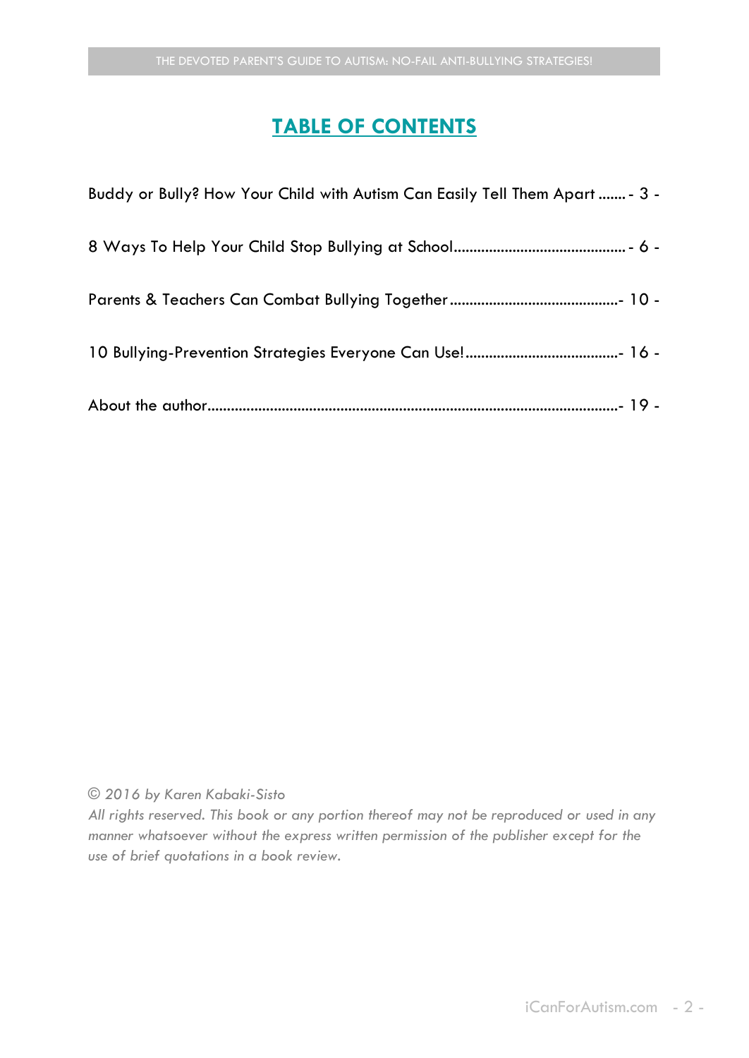# TABLE OF CONTENTS

Buddy or Bully? How Your Child with Autism Can Easily Tell Them Apart ....... - 3 -

8 Ways To Help Your Child Stop Bullying at School............................................ - 6 -

Parents & Teachers Can Combat Bullying Together........................................... - 10 -

10 Bullying-Prevention Strategies Everyone Can Use!....................................... - 16 -

About the author........................................................................................................ - 19 -

*© 2016 by Karen Kabaki-Sisto*

*All rights reserved. This book or any portion thereof may not be reproduced or used in any manner whatsoever without the express written permission of the publisher except for the use of brief quotations in a book review.*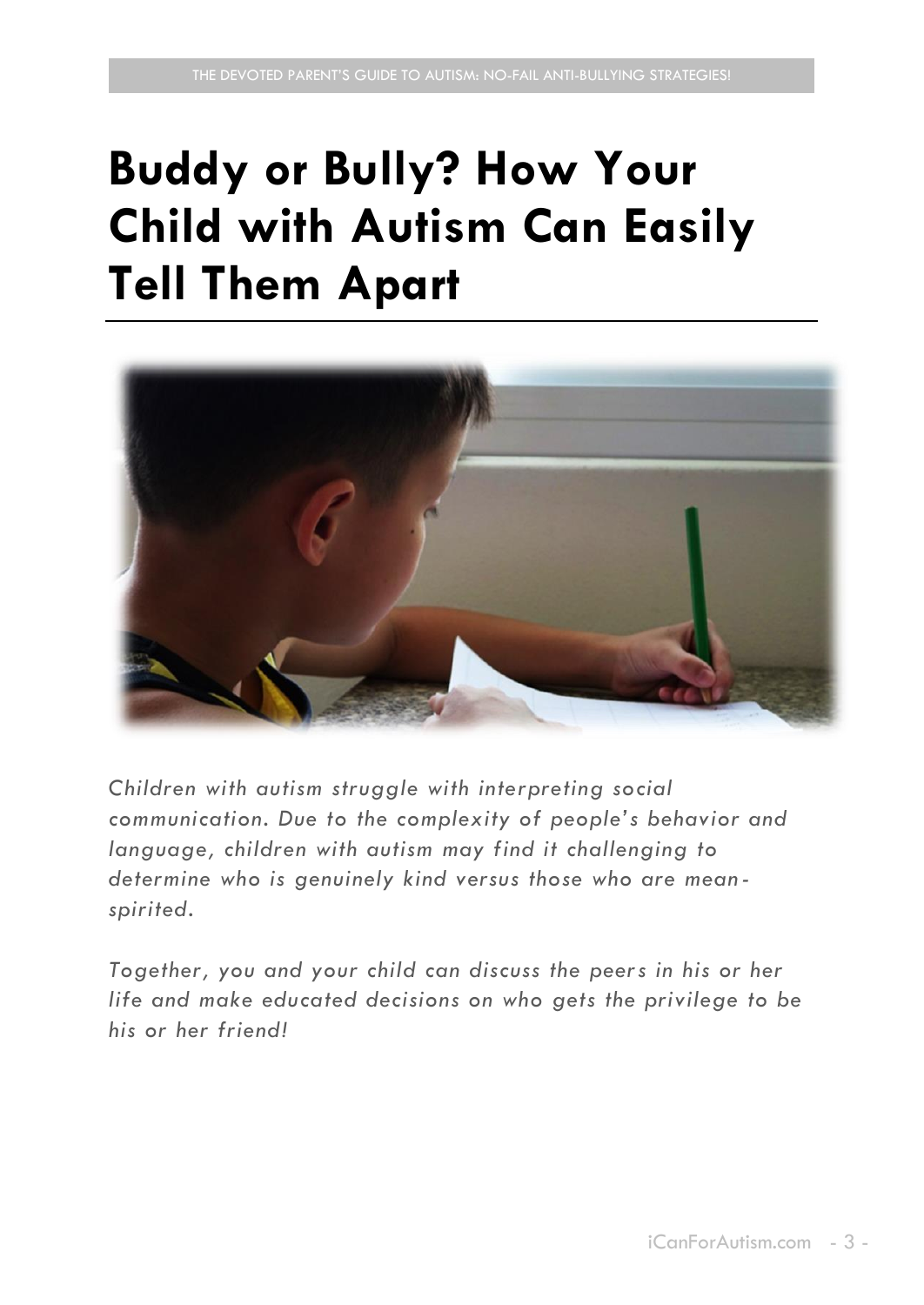# Buddy or Bully? How Your Child with Autism Can Easily Tell Them Apart

*Children with autism struggle with interpreting social communication. Due to the complexity of people's behavior and language, children with autism may find it challenging to determine who is genuinely kind versus those who are mean-spirited.*

*Together, you and your child can discuss the peers in his or her life and make educated decisions on who gets the privilege to be his or her friend!*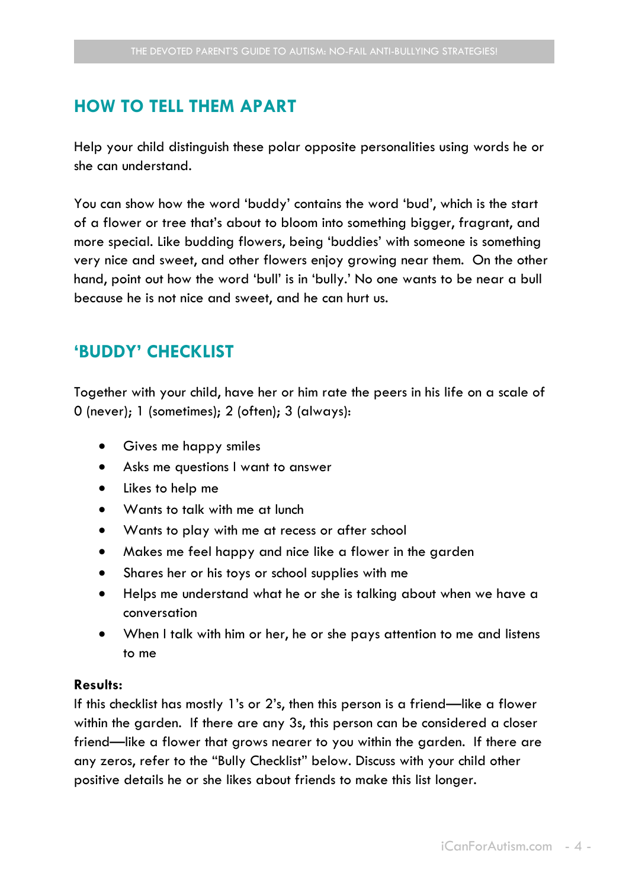## HOW TO TELL THEM APART

Help your child distinguish these polar opposite personalities using words he or she can understand.

You can show how the word 'buddy' contains the word 'bud', which is the start of a flower or tree that's about to bloom into something bigger, fragrant, and more special. Like budding flowers, being 'buddies' with someone is something very nice and sweet, and other flowers enjoy growing near them. On the other hand, point out how the word 'bull' is in 'bully.' No one wants to be near a bull because he is not nice and sweet, and he can hurt us.

## 'BUDDY' CHECKLIST

Together with your child, have her or him rate the peers in his life on a scale of 0 (never); 1 (sometimes); 2 (often); 3 (always):

- Gives me happy smiles
- Asks me questions I want to answer
- Likes to help me
- Wants to talk with me at lunch
- Wants to play with me at recess or after school
- Makes me feel happy and nice like a flower in the garden
- Shares her or his toys or school supplies with me
- Helps me understand what he or she is talking about when we have a conversation
- When I talk with him or her, he or she pays attention to me and listens to me

**Results:**
If this checklist has mostly 1's or 2's, then this person is a friend—like a flower within the garden. If there are any 3s, this person can be considered a closer friend—like a flower that grows nearer to you within the garden. If there are any zeros, refer to the "Bully Checklist" below. Discuss with your child other positive details he or she likes about friends to make this list longer.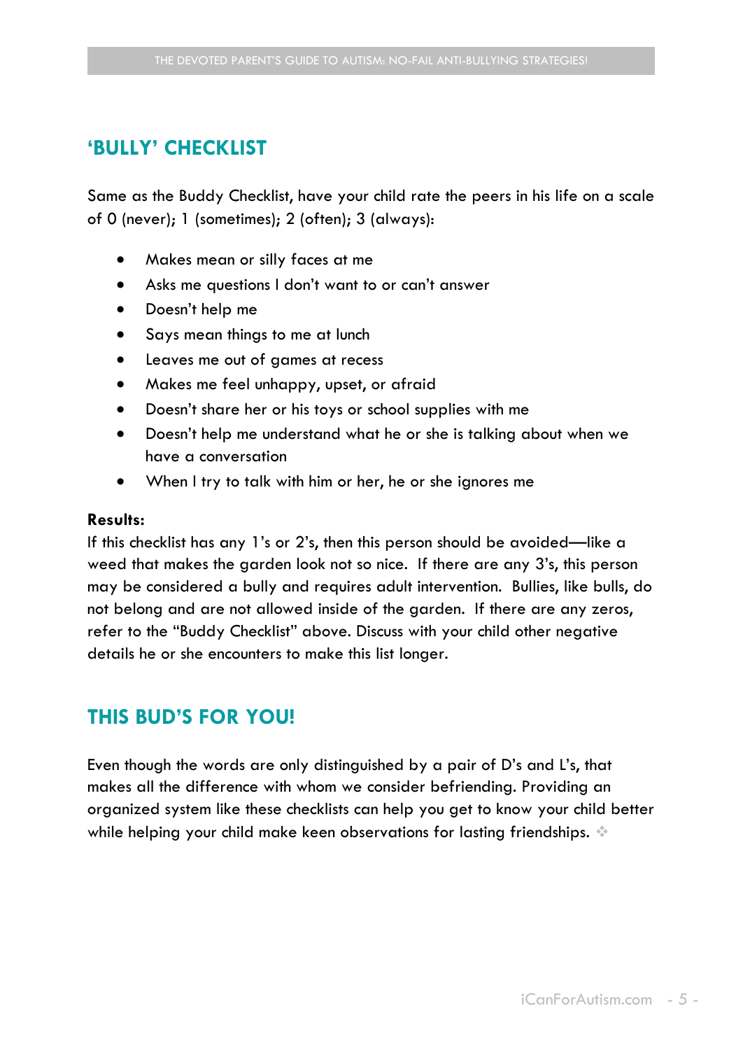## 'BULLY' CHECKLIST

Same as the Buddy Checklist, have your child rate the peers in his life on a scale of 0 (never); 1 (sometimes); 2 (often); 3 (always):

- Makes mean or silly faces at me
- Asks me questions I don't want to or can't answer
- Doesn't help me
- Says mean things to me at lunch
- Leaves me out of games at recess
- Makes me feel unhappy, upset, or afraid
- Doesn't share her or his toys or school supplies with me
- Doesn't help me understand what he or she is talking about when we have a conversation
- When I try to talk with him or her, he or she ignores me

**Results:**
If this checklist has any 1's or 2's, then this person should be avoided—like a weed that makes the garden look not so nice. If there are any 3's, this person may be considered a bully and requires adult intervention. Bullies, like bulls, do not belong and are not allowed inside of the garden. If there are any zeros, refer to the "Buddy Checklist" above. Discuss with your child other negative details he or she encounters to make this list longer.

## THIS BUD'S FOR YOU!

Even though the words are only distinguished by a pair of D's and L's, that makes all the difference with whom we consider befriending. Providing an organized system like these checklists can help you get to know your child better while helping your child make keen observations for lasting friendships.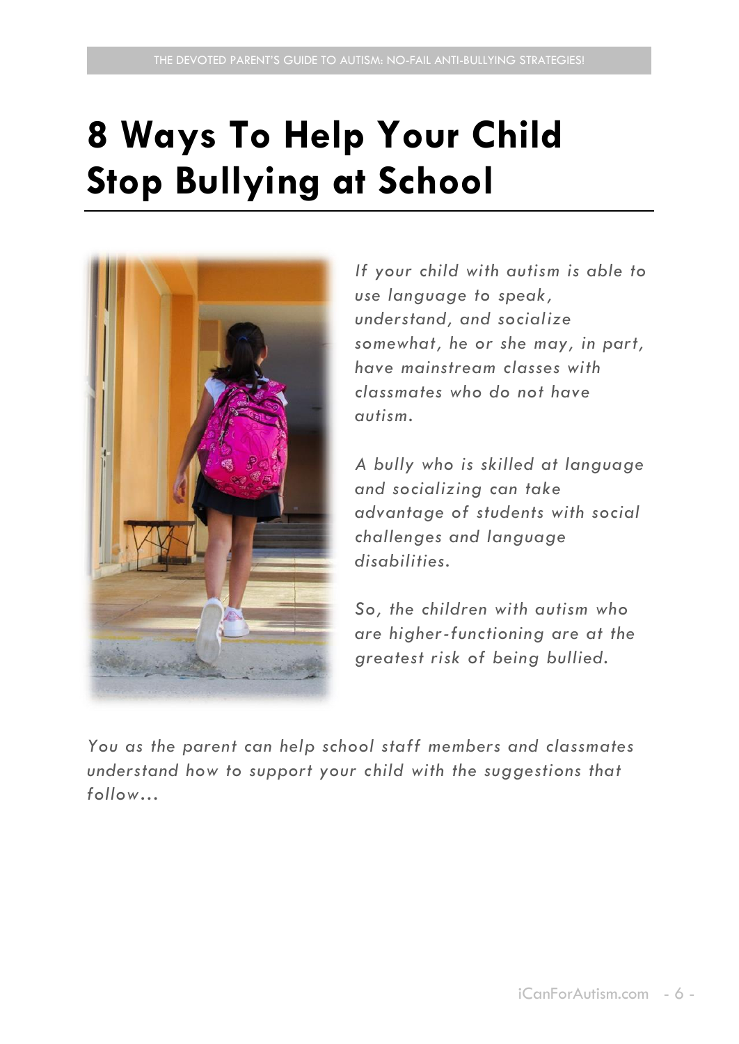# 8 Ways To Help Your Child Stop Bullying at School

*If your child with autism is able to use language to speak, understand, and socialize somewhat, he or she may, in part, have mainstream classes with classmates who do not have autism.*

*A bully who is skilled at language and socializing can take advantage of students with social challenges and language disabilities.*

*So, the children with autism who are higher-functioning are at the greatest risk of being bullied.*

*You as the parent can help school staff members and classmates understand how to support your child with the suggestions that follow…*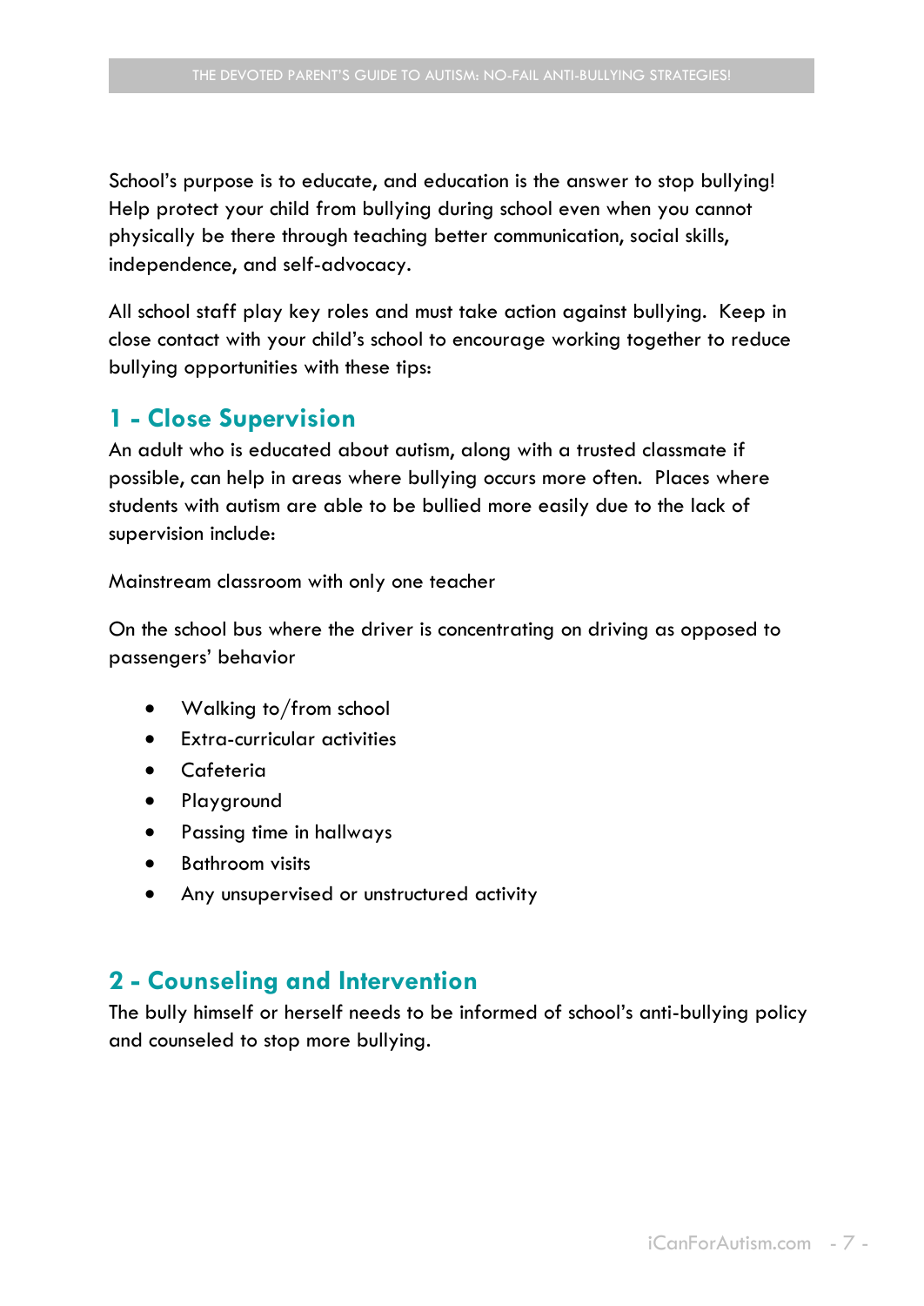School's purpose is to educate, and education is the answer to stop bullying! Help protect your child from bullying during school even when you cannot physically be there through teaching better communication, social skills, independence, and self-advocacy.

All school staff play key roles and must take action against bullying. Keep in close contact with your child's school to encourage working together to reduce bullying opportunities with these tips:

## 1 - Close Supervision

An adult who is educated about autism, along with a trusted classmate if possible, can help in areas where bullying occurs more often. Places where students with autism are able to be bullied more easily due to the lack of supervision include:

Mainstream classroom with only one teacher

On the school bus where the driver is concentrating on driving as opposed to passengers' behavior

- Walking to/from school
- Extra-curricular activities
- Cafeteria
- Playground
- Passing time in hallways
- Bathroom visits
- Any unsupervised or unstructured activity

## 2 - Counseling and Intervention

The bully himself or herself needs to be informed of school's anti-bullying policy and counseled to stop more bullying.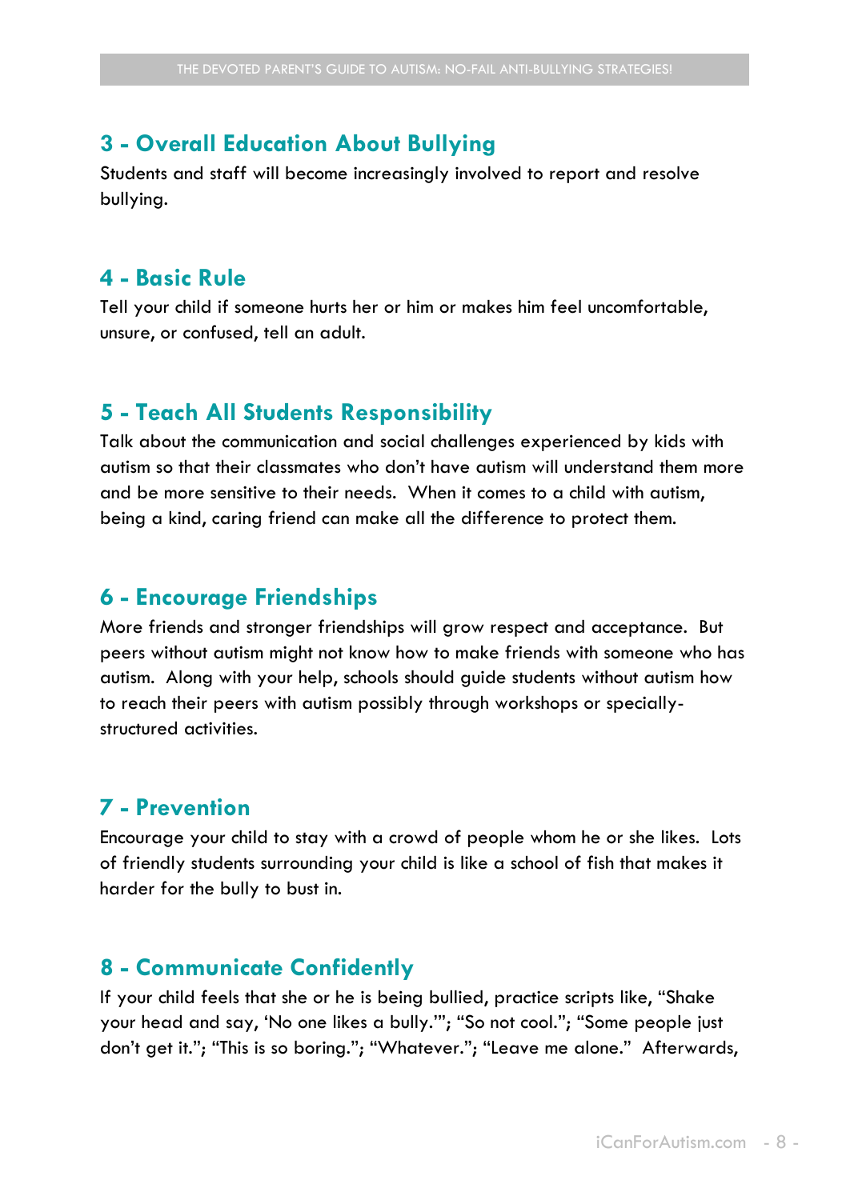## 3 - Overall Education About Bullying

Students and staff will become increasingly involved to report and resolve bullying.

## 4 - Basic Rule

Tell your child if someone hurts her or him or makes him feel uncomfortable, unsure, or confused, tell an adult.

## 5 - Teach All Students Responsibility

Talk about the communication and social challenges experienced by kids with autism so that their classmates who don't have autism will understand them more and be more sensitive to their needs. When it comes to a child with autism, being a kind, caring friend can make all the difference to protect them.

## 6 - Encourage Friendships

More friends and stronger friendships will grow respect and acceptance. But peers without autism might not know how to make friends with someone who has autism. Along with your help, schools should guide students without autism how to reach their peers with autism possibly through workshops or specially-structured activities.

## 7 - Prevention

Encourage your child to stay with a crowd of people whom he or she likes. Lots of friendly students surrounding your child is like a school of fish that makes it harder for the bully to bust in.

## 8 - Communicate Confidently

If your child feels that she or he is being bullied, practice scripts like, "Shake your head and say, 'No one likes a bully.'"; "So not cool."; "Some people just don't get it."; "This is so boring."; "Whatever."; "Leave me alone." Afterwards,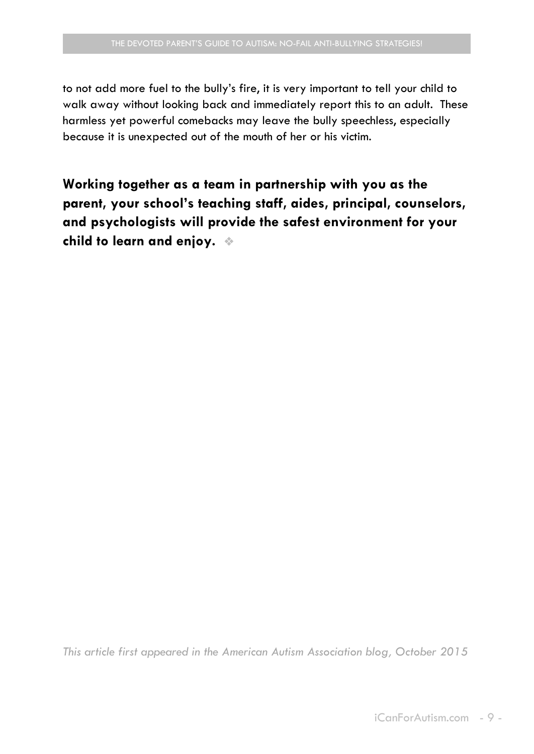to not add more fuel to the bully's fire, it is very important to tell your child to walk away without looking back and immediately report this to an adult. These harmless yet powerful comebacks may leave the bully speechless, especially because it is unexpected out of the mouth of her or his victim.

**Working together as a team in partnership with you as the parent, your school's teaching staff, aides, principal, counselors, and psychologists will provide the safest environment for your child to learn and enjoy.** ❖

*This article first appeared in the American Autism Association blog, October 2015*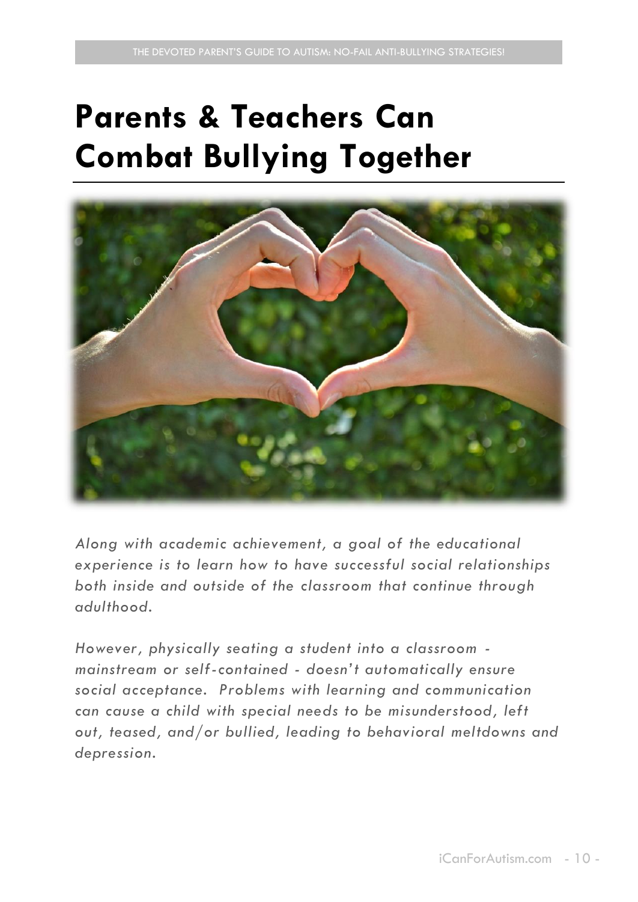# Parents & Teachers Can Combat Bullying Together

*Along with academic achievement, a goal of the educational experience is to learn how to have successful social relationships both inside and outside of the classroom that continue through adulthood.*

*However, physically seating a student into a classroom - mainstream or self-contained - doesn't automatically ensure social acceptance. Problems with learning and communication can cause a child with special needs to be misunderstood, left out, teased, and/or bullied, leading to behavioral meltdowns and depression.*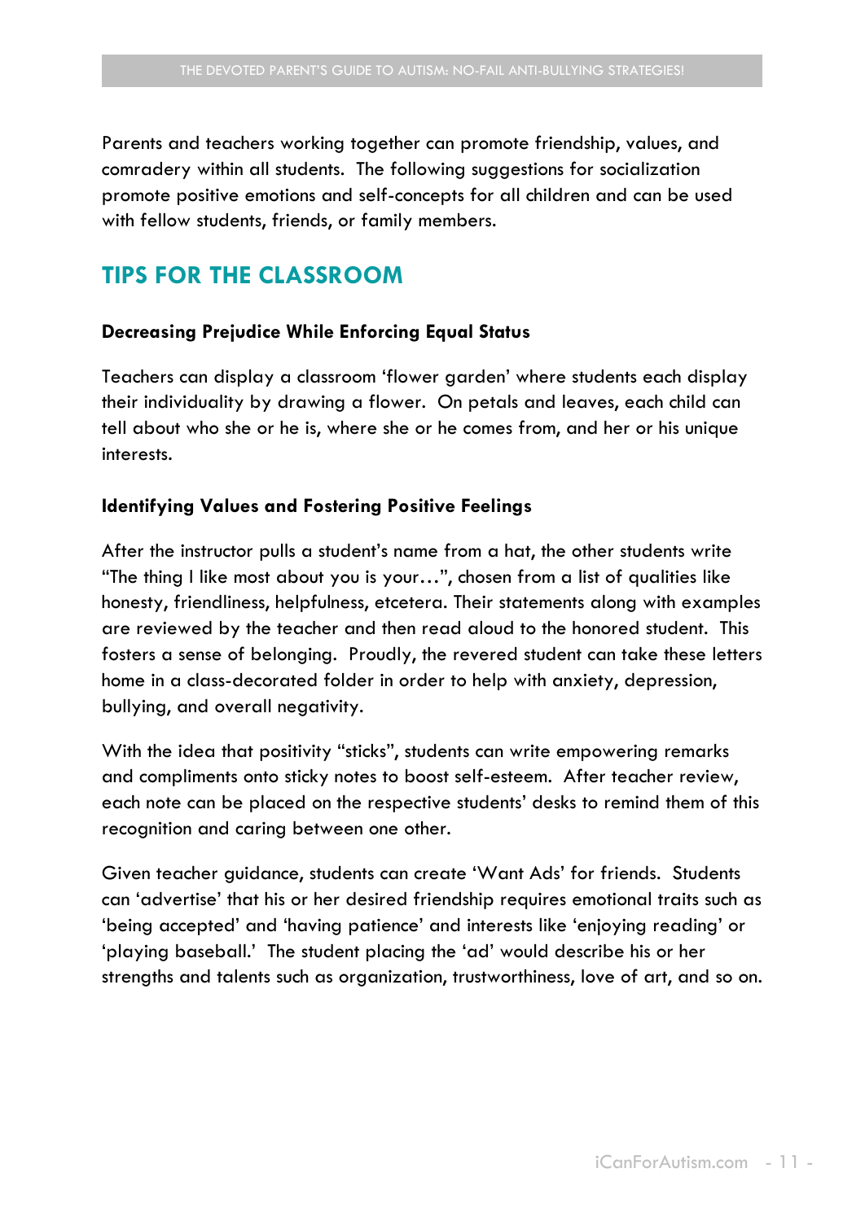Parents and teachers working together can promote friendship, values, and comradery within all students. The following suggestions for socialization promote positive emotions and self-concepts for all children and can be used with fellow students, friends, or family members.

## TIPS FOR THE CLASSROOM

### Decreasing Prejudice While Enforcing Equal Status

Teachers can display a classroom 'flower garden' where students each display their individuality by drawing a flower. On petals and leaves, each child can tell about who she or he is, where she or he comes from, and her or his unique interests.

### Identifying Values and Fostering Positive Feelings

After the instructor pulls a student's name from a hat, the other students write "The thing I like most about you is your…", chosen from a list of qualities like honesty, friendliness, helpfulness, etcetera. Their statements along with examples are reviewed by the teacher and then read aloud to the honored student. This fosters a sense of belonging. Proudly, the revered student can take these letters home in a class-decorated folder in order to help with anxiety, depression, bullying, and overall negativity.

With the idea that positivity "sticks", students can write empowering remarks and compliments onto sticky notes to boost self-esteem. After teacher review, each note can be placed on the respective students' desks to remind them of this recognition and caring between one other.

Given teacher guidance, students can create 'Want Ads' for friends. Students can 'advertise' that his or her desired friendship requires emotional traits such as 'being accepted' and 'having patience' and interests like 'enjoying reading' or 'playing baseball.' The student placing the 'ad' would describe his or her strengths and talents such as organization, trustworthiness, love of art, and so on.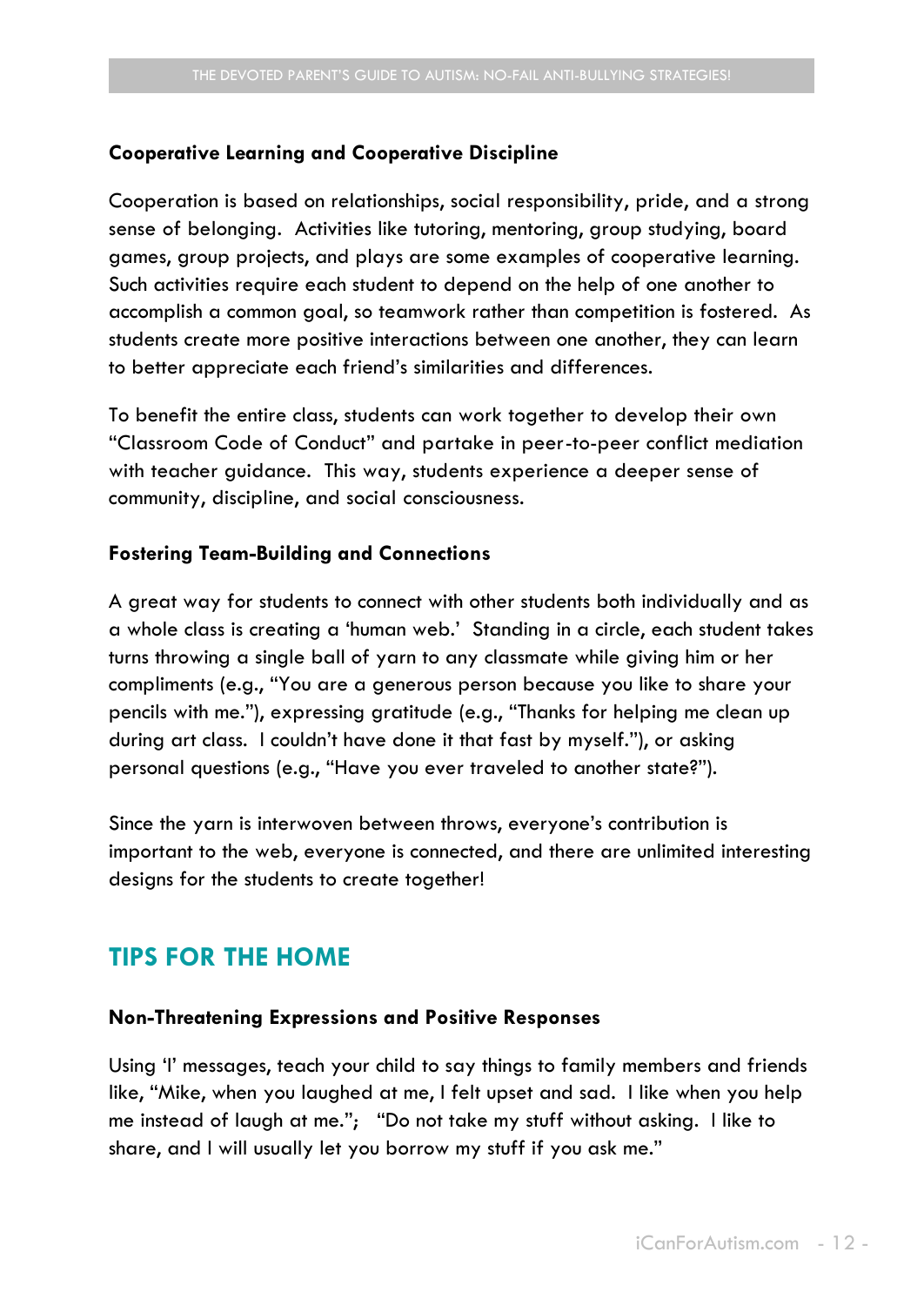### Cooperative Learning and Cooperative Discipline

Cooperation is based on relationships, social responsibility, pride, and a strong sense of belonging. Activities like tutoring, mentoring, group studying, board games, group projects, and plays are some examples of cooperative learning. Such activities require each student to depend on the help of one another to accomplish a common goal, so teamwork rather than competition is fostered. As students create more positive interactions between one another, they can learn to better appreciate each friend's similarities and differences.

To benefit the entire class, students can work together to develop their own "Classroom Code of Conduct" and partake in peer-to-peer conflict mediation with teacher guidance. This way, students experience a deeper sense of community, discipline, and social consciousness.

### Fostering Team-Building and Connections

A great way for students to connect with other students both individually and as a whole class is creating a 'human web.' Standing in a circle, each student takes turns throwing a single ball of yarn to any classmate while giving him or her compliments (e.g., "You are a generous person because you like to share your pencils with me."), expressing gratitude (e.g., "Thanks for helping me clean up during art class. I couldn't have done it that fast by myself."), or asking personal questions (e.g., "Have you ever traveled to another state?").

Since the yarn is interwoven between throws, everyone's contribution is important to the web, everyone is connected, and there are unlimited interesting designs for the students to create together!

## TIPS FOR THE HOME

### Non-Threatening Expressions and Positive Responses

Using 'I' messages, teach your child to say things to family members and friends like, "Mike, when you laughed at me, I felt upset and sad. I like when you help me instead of laugh at me."; "Do not take my stuff without asking. I like to share, and I will usually let you borrow my stuff if you ask me."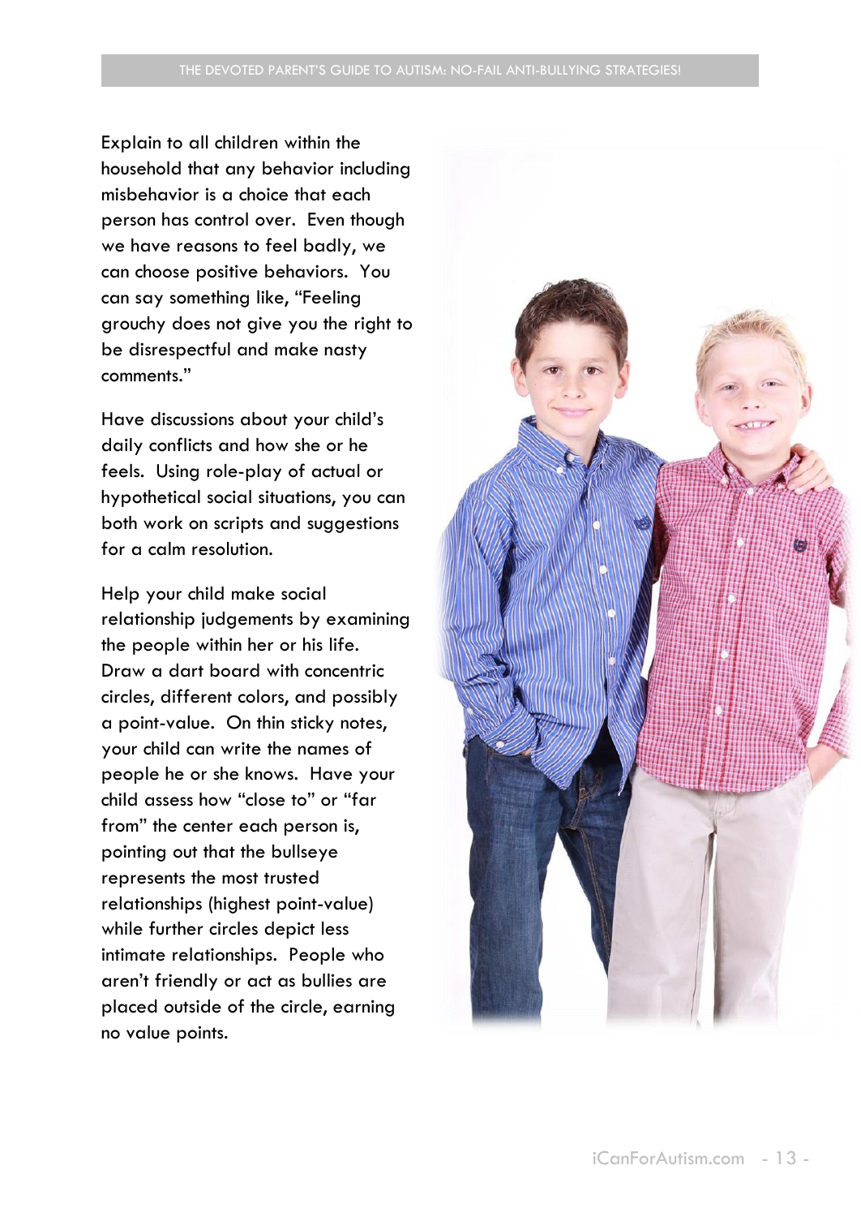Explain to all children within the household that any behavior including misbehavior is a choice that each person has control over. Even though we have reasons to feel badly, we can choose positive behaviors. You can say something like, “Feeling grouchy does not give you the right to be disrespectful and make nasty comments.”

Have discussions about your child’s daily conflicts and how she or he feels. Using role-play of actual or hypothetical social situations, you can both work on scripts and suggestions for a calm resolution.

Help your child make social relationship judgements by examining the people within her or his life. Draw a dart board with concentric circles, different colors, and possibly a point-value. On thin sticky notes, your child can write the names of people he or she knows. Have your child assess how “close to” or “far from” the center each person is, pointing out that the bullseye represents the most trusted relationships (highest point-value) while further circles depict less intimate relationships. People who aren’t friendly or act as bullies are placed outside of the circle, earning no value points.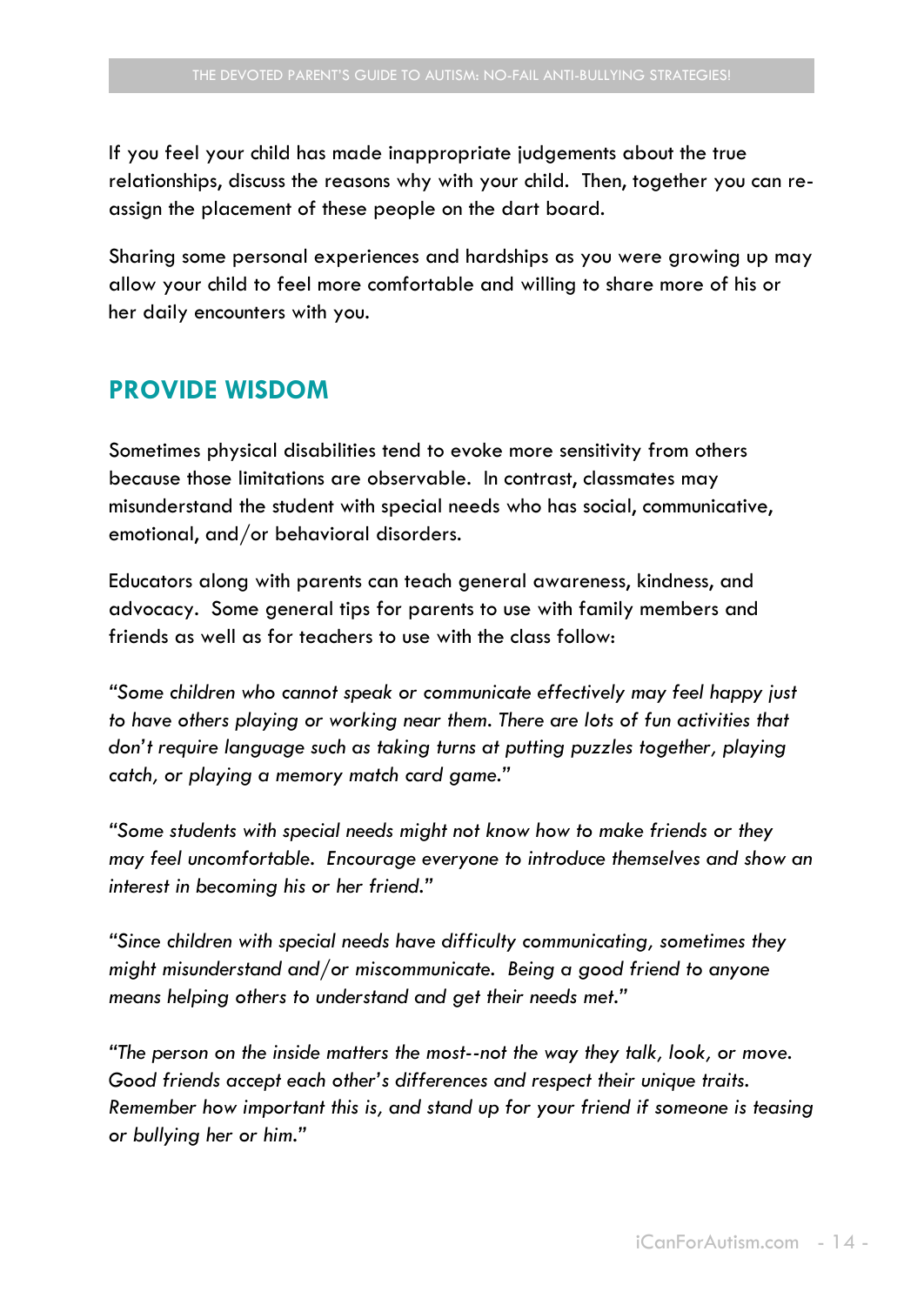If you feel your child has made inappropriate judgements about the true relationships, discuss the reasons why with your child. Then, together you can re-assign the placement of these people on the dart board.

Sharing some personal experiences and hardships as you were growing up may allow your child to feel more comfortable and willing to share more of his or her daily encounters with you.

## PROVIDE WISDOM

Sometimes physical disabilities tend to evoke more sensitivity from others because those limitations are observable. In contrast, classmates may misunderstand the student with special needs who has social, communicative, emotional, and/or behavioral disorders.

Educators along with parents can teach general awareness, kindness, and advocacy. Some general tips for parents to use with family members and friends as well as for teachers to use with the class follow:

*"Some children who cannot speak or communicate effectively may feel happy just to have others playing or working near them. There are lots of fun activities that don't require language such as taking turns at putting puzzles together, playing catch, or playing a memory match card game."*

*"Some students with special needs might not know how to make friends or they may feel uncomfortable. Encourage everyone to introduce themselves and show an interest in becoming his or her friend."*

*"Since children with special needs have difficulty communicating, sometimes they might misunderstand and/or miscommunicate. Being a good friend to anyone means helping others to understand and get their needs met."*

*"The person on the inside matters the most--not the way they talk, look, or move. Good friends accept each other's differences and respect their unique traits. Remember how important this is, and stand up for your friend if someone is teasing or bullying her or him."*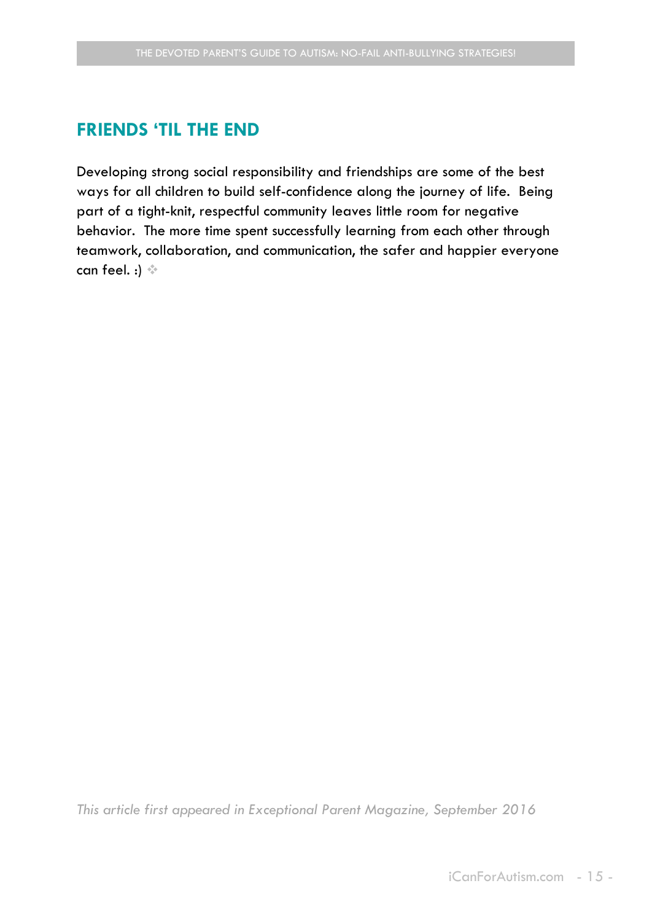## FRIENDS 'TIL THE END

Developing strong social responsibility and friendships are some of the best ways for all children to build self-confidence along the journey of life. Being part of a tight-knit, respectful community leaves little room for negative behavior. The more time spent successfully learning from each other through teamwork, collaboration, and communication, the safer and happier everyone can feel. :) ❖

*This article first appeared in Exceptional Parent Magazine, September 2016*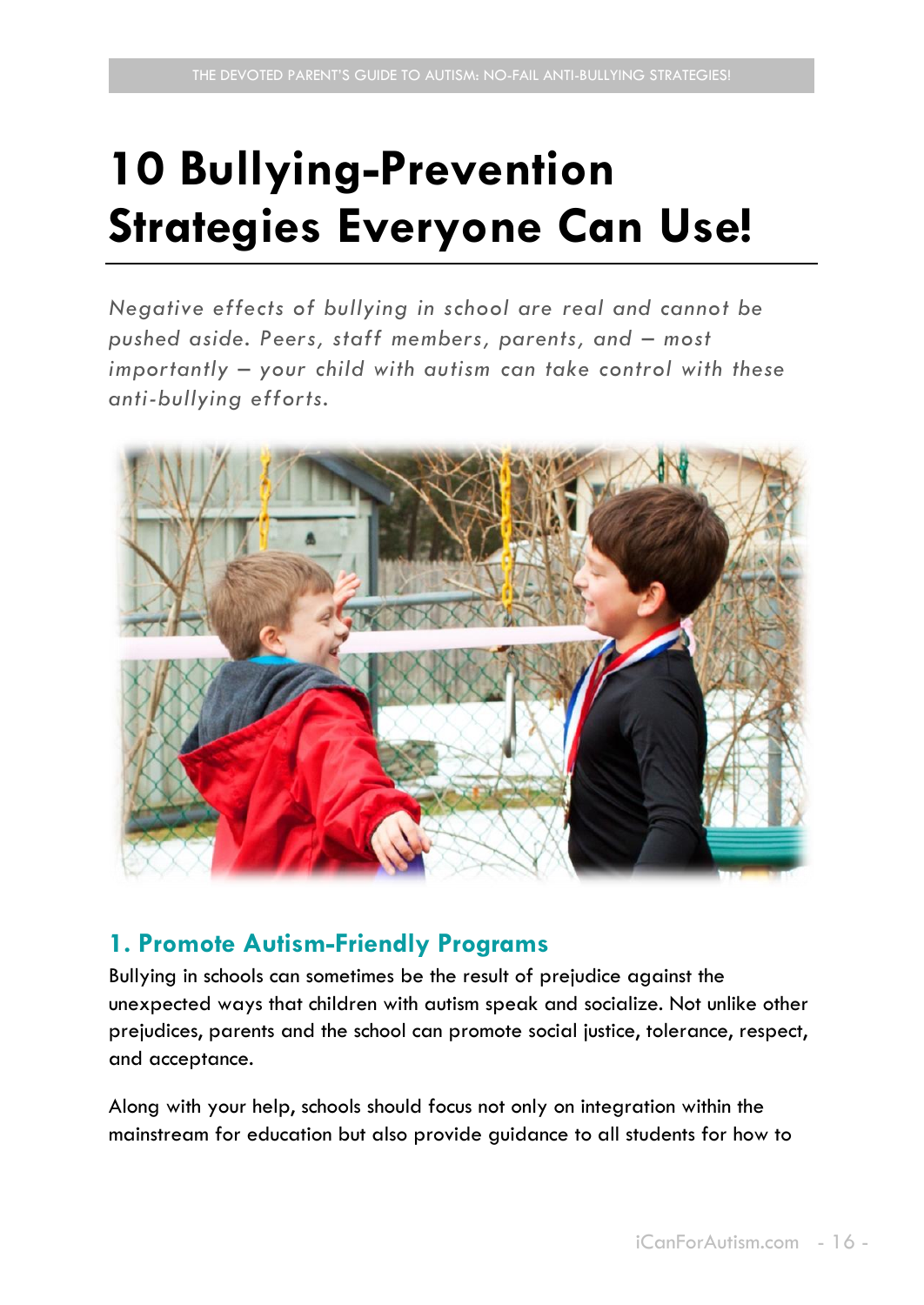# 10 Bullying-Prevention Strategies Everyone Can Use!

*Negative effects of bullying in school are real and cannot be pushed aside. Peers, staff members, parents, and – most importantly – your child with autism can take control with these anti-bullying efforts.*

## 1. Promote Autism-Friendly Programs

Bullying in schools can sometimes be the result of prejudice against the unexpected ways that children with autism speak and socialize. Not unlike other prejudices, parents and the school can promote social justice, tolerance, respect, and acceptance.

Along with your help, schools should focus not only on integration within the mainstream for education but also provide guidance to all students for how to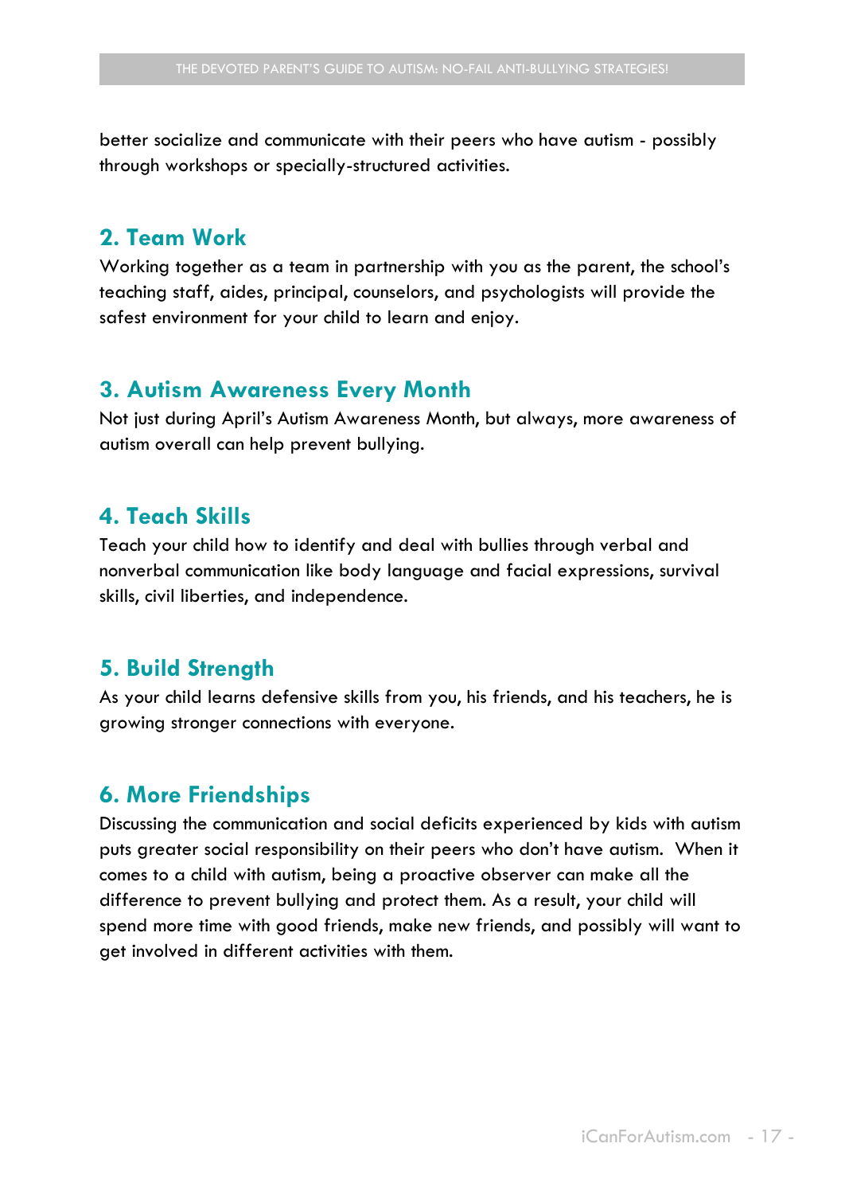better socialize and communicate with their peers who have autism - possibly through workshops or specially-structured activities.

## 2. Team Work

Working together as a team in partnership with you as the parent, the school's teaching staff, aides, principal, counselors, and psychologists will provide the safest environment for your child to learn and enjoy.

## 3. Autism Awareness Every Month

Not just during April's Autism Awareness Month, but always, more awareness of autism overall can help prevent bullying.

## 4. Teach Skills

Teach your child how to identify and deal with bullies through verbal and nonverbal communication like body language and facial expressions, survival skills, civil liberties, and independence.

## 5. Build Strength

As your child learns defensive skills from you, his friends, and his teachers, he is growing stronger connections with everyone.

## 6. More Friendships

Discussing the communication and social deficits experienced by kids with autism puts greater social responsibility on their peers who don't have autism. When it comes to a child with autism, being a proactive observer can make all the difference to prevent bullying and protect them. As a result, your child will spend more time with good friends, make new friends, and possibly will want to get involved in different activities with them.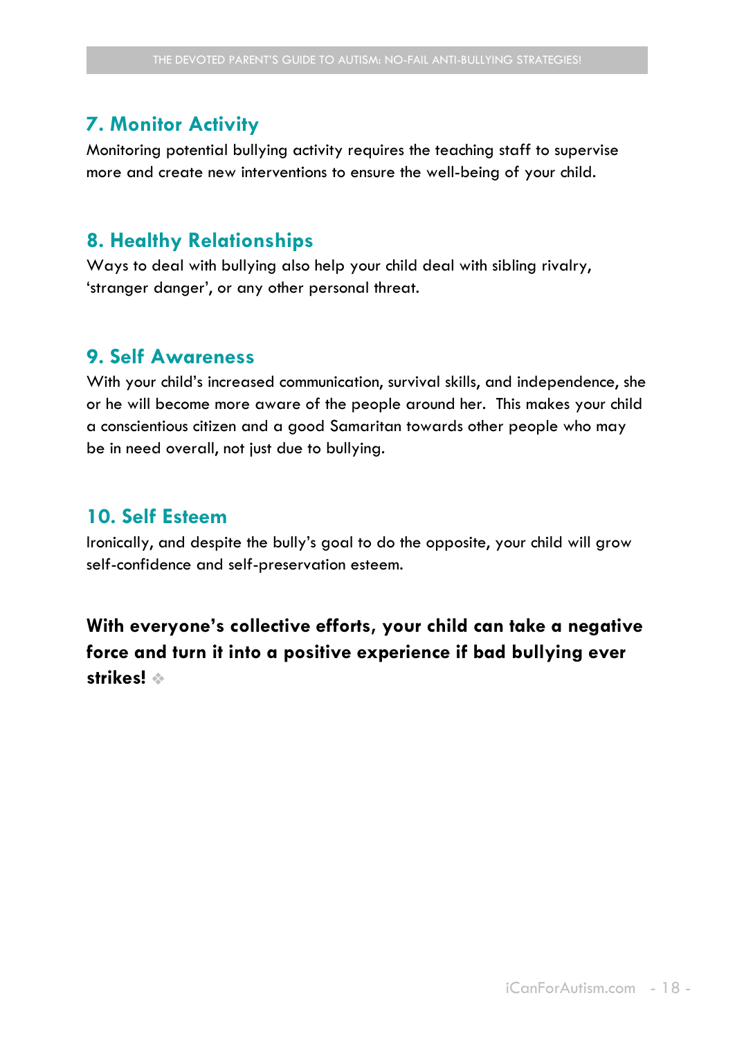## 7. Monitor Activity

Monitoring potential bullying activity requires the teaching staff to supervise more and create new interventions to ensure the well-being of your child.

## 8. Healthy Relationships

Ways to deal with bullying also help your child deal with sibling rivalry, 'stranger danger', or any other personal threat.

## 9. Self Awareness

With your child's increased communication, survival skills, and independence, she or he will become more aware of the people around her. This makes your child a conscientious citizen and a good Samaritan towards other people who may be in need overall, not just due to bullying.

## 10. Self Esteem

Ironically, and despite the bully's goal to do the opposite, your child will grow self-confidence and self-preservation esteem.

**With everyone's collective efforts, your child can take a negative force and turn it into a positive experience if bad bullying ever strikes!** ❖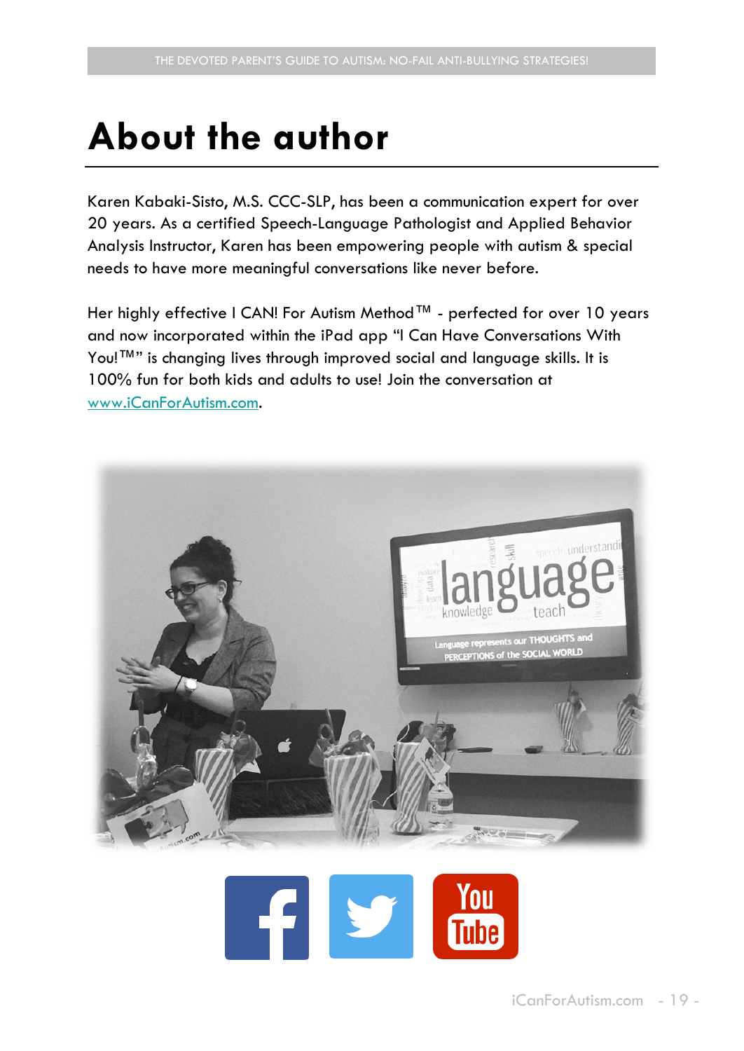# About the author

Karen Kabaki-Sisto, M.S. CCC-SLP, has been a communication expert for over 20 years. As a certified Speech-Language Pathologist and Applied Behavior Analysis Instructor, Karen has been empowering people with autism & special needs to have more meaningful conversations like never before.

Her highly effective I CAN! For Autism Method™ - perfected for over 10 years and now incorporated within the iPad app "I Can Have Conversations With You!™" is changing lives through improved social and language skills. It is 100% fun for both kids and adults to use! Join the conversation at [www.iCanForAutism.com](http://www.iCanForAutism.com).